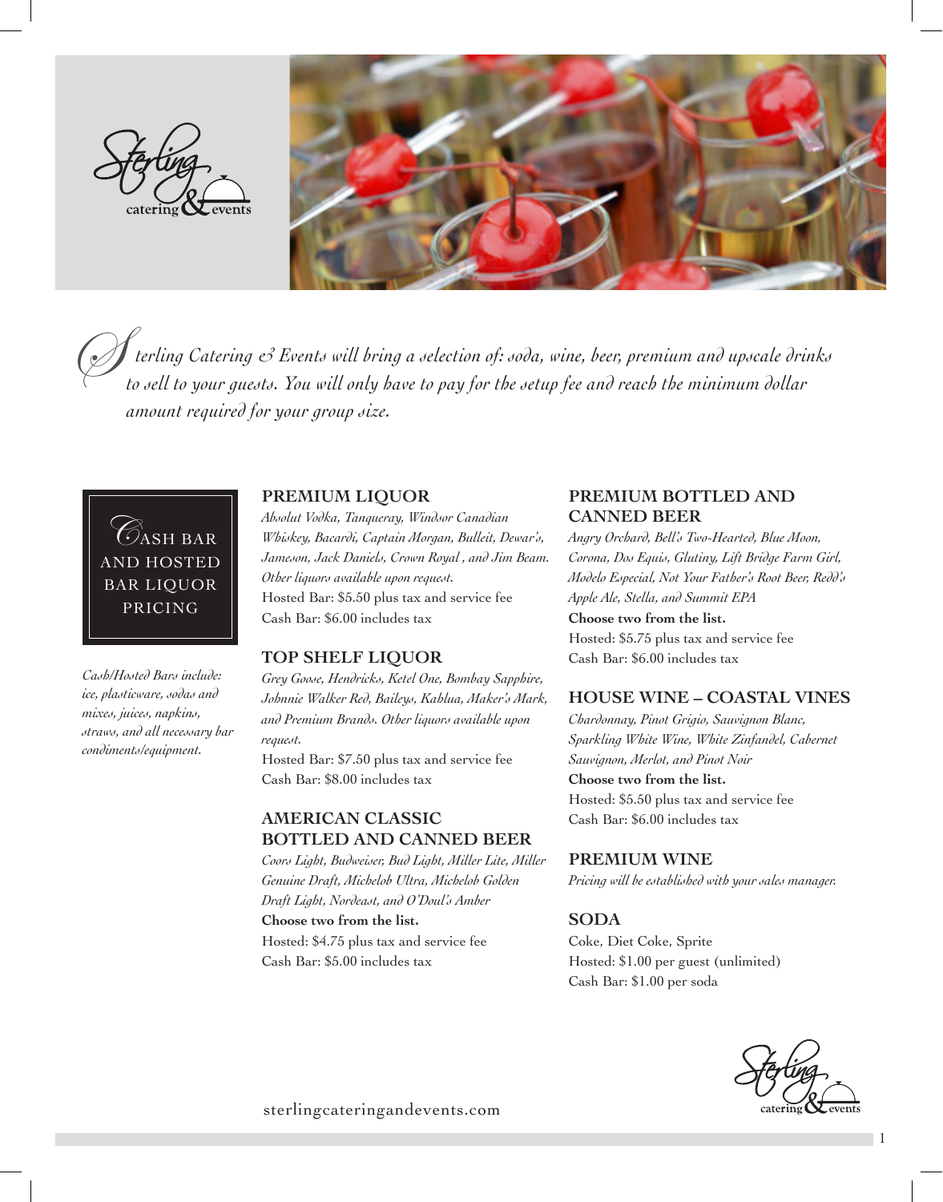*Sterling Catering & Events will bring a selection of: soda, wine, beer, premium and upscale drinks to sell to your guests. You will only have to pay for the setup fee and reach the minimum dollar amount required for your group size.*

## CASH BAR AND HOSTED BAR LIQUOR PRICING

*Cash/Hosted Bars include: ice, plasticware, sodas and mixes, juices, napkins, straws, and all necessary bar condiments/equipment.*

### PREMIUM LIQUOR

*Absolut Vodka, Tanqueray, Windsor Canadian Whiskey, Bacardi, Captain Morgan, Bulleit, Dewar's, Jameson, Jack Daniels, Crown Royal , and Jim Beam. Other liquors available upon request.*

Hosted Bar: $5.50 plus tax and service fee
Cash Bar: $6.00 includes tax

### TOP SHELF LIQUOR

*Grey Goose, Hendricks, Ketel One, Bombay Sapphire, Johnnie Walker Red, Baileys, Kahlua, Maker's Mark, and Premium Brands. Other liquors available upon request.*

Hosted Bar: $7.50 plus tax and service fee
Cash Bar: $8.00 includes tax

### AMERICAN CLASSIC BOTTLED AND CANNED BEER

*Coors Light, Budweiser, Bud Light, Miller Lite, Miller Genuine Draft, Michelob Ultra, Michelob Golden Draft Light, Nordeast, and O'Doul's Amber*

**Choose two from the list.**

Hosted: $4.75 plus tax and service fee
Cash Bar: $5.00 includes tax

### PREMIUM BOTTLED AND CANNED BEER

*Angry Orchard, Bell's Two-Hearted, Blue Moon, Corona, Dos Equis, Glutiny, Lift Bridge Farm Girl, Modelo Especial, Not Your Father's Root Beer, Redd's Apple Ale, Stella, and Summit EPA*

**Choose two from the list.**

Hosted: $5.75 plus tax and service fee
Cash Bar: $6.00 includes tax

### HOUSE WINE – COASTAL VINES

*Chardonnay, Pinot Grigio, Sauvignon Blanc, Sparkling White Wine, White Zinfandel, Cabernet Sauvignon, Merlot, and Pinot Noir*

**Choose two from the list.**

Hosted: $5.50 plus tax and service fee
Cash Bar: $6.00 includes tax

### PREMIUM WINE

*Pricing will be established with your sales manager.*

### SODA

Coke, Diet Coke, Sprite
Hosted: $1.00 per guest (unlimited)
Cash Bar: $1.00 per soda

sterlingcateringandevents.com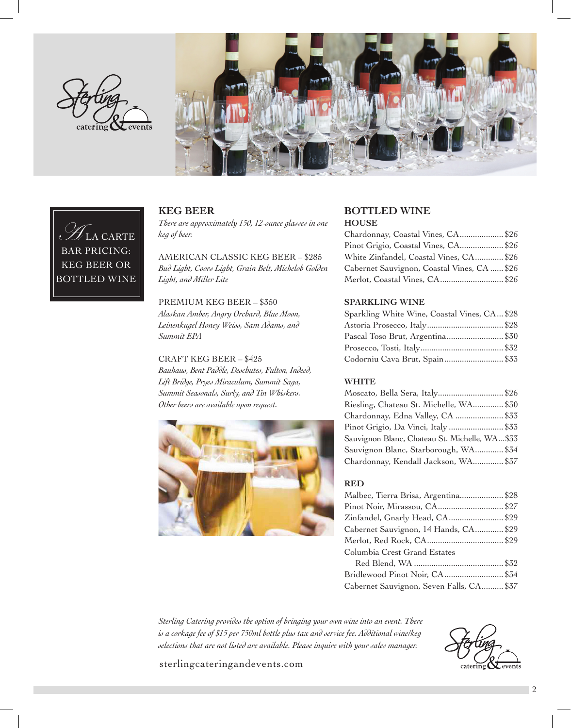Sterling catering & events

# A LA CARTE BAR PRICING: KEG BEER OR BOTTLED WINE

## KEG BEER

*There are approximately 150, 12-ounce glasses in one keg of beer.*

AMERICAN CLASSIC KEG BEER – $285
*Bud Light, Coors Light, Grain Belt, Michelob Golden Light, and Miller Lite*

PREMIUM KEG BEER – $350
*Alaskan Amber, Angry Orchard, Blue Moon, Leinenkugel Honey Weiss, Sam Adams, and Summit EPA*

CRAFT KEG BEER – $425
*Bauhaus, Bent Paddle, Deschutes, Fulton, Indeed, Lift Bridge, Pryes Miraculum, Summit Saga, Summit Seasonals, Surly, and Tin Whiskers. Other beers are available upon request.*

## BOTTLED WINE

### HOUSE

- Chardonnay, Coastal Vines, CA .......... $26
- Pinot Grigio, Coastal Vines, CA .......... $26
- White Zinfandel, Coastal Vines, CA .......... $26
- Cabernet Sauvignon, Coastal Vines, CA .......... $26
- Merlot, Coastal Vines, CA .......... $26

### SPARKLING WINE

- Sparkling White Wine, Coastal Vines, CA .......... $28
- Astoria Prosecco, Italy .......... $28
- Pascal Toso Brut, Argentina .......... $30
- Prosecco, Tosti, Italy .......... $32
- Codorniu Cava Brut, Spain .......... $33

### WHITE

- Moscato, Bella Sera, Italy .......... $26
- Riesling, Chateau St. Michelle, WA .......... $30
- Chardonnay, Edna Valley, CA .......... $33
- Pinot Grigio, Da Vinci, Italy .......... $33
- Sauvignon Blanc, Chateau St. Michelle, WA .......... $33
- Sauvignon Blanc, Starborough, WA .......... $34
- Chardonnay, Kendall Jackson, WA .......... $37

### RED

- Malbec, Tierra Brisa, Argentina .......... $28
- Pinot Noir, Mirassou, CA .......... $27
- Zinfandel, Gnarly Head, CA .......... $29
- Cabernet Sauvignon, 14 Hands, CA .......... $29
- Merlot, Red Rock, CA .......... $29
- Columbia Crest Grand Estates Red Blend, WA .......... $32
- Bridlewood Pinot Noir, CA .......... $34
- Cabernet Sauvignon, Seven Falls, CA .......... $37

*Sterling Catering provides the option of bringing your own wine into an event. There is a corkage fee of $15 per 750ml bottle plus tax and service fee. Additional wine/keg selections that are not listed are available. Please inquire with your sales manager.*

sterlingcateringandevents.com

Sterling catering & events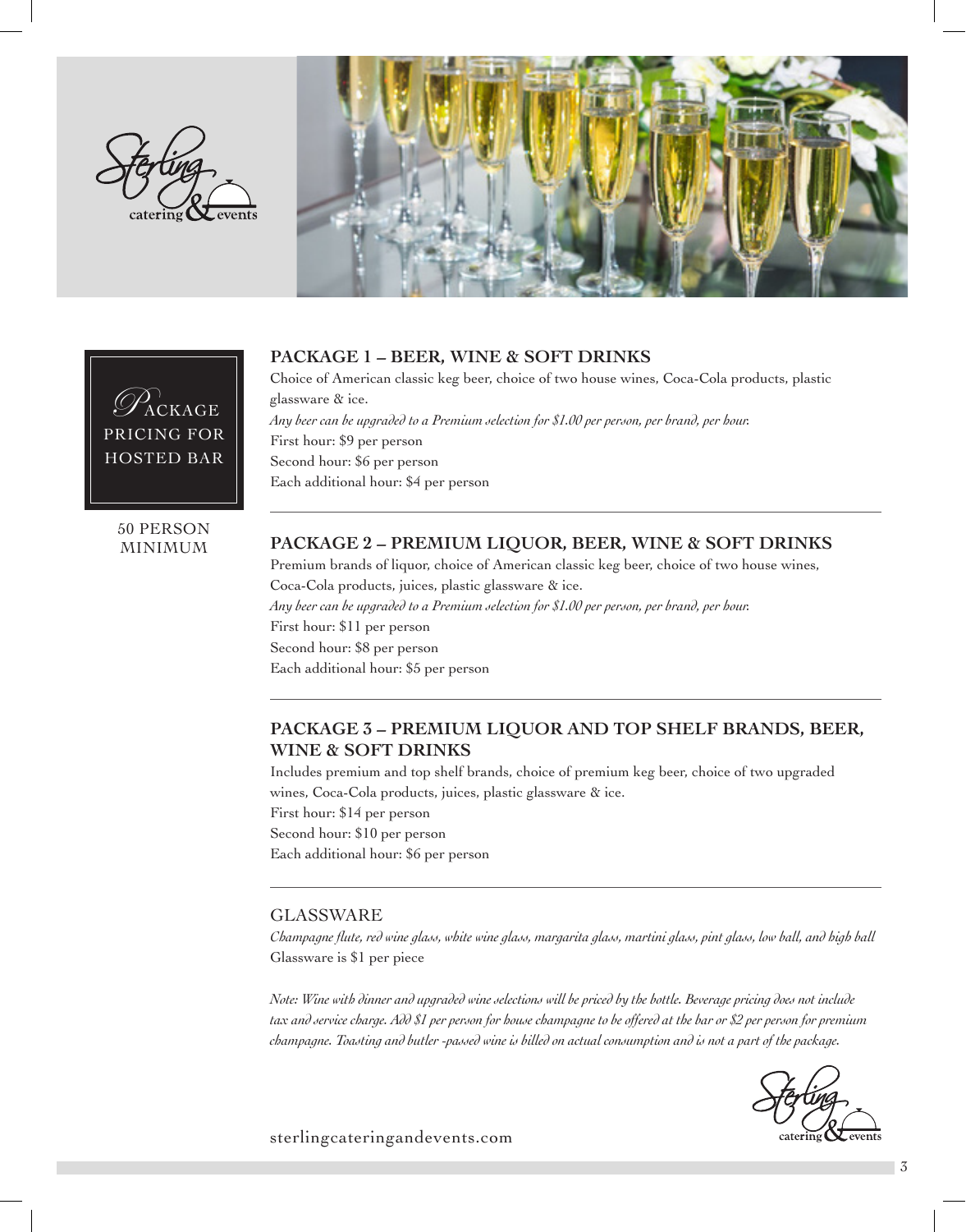Sterling catering & events

# Package Pricing for Hosted Bar

50 PERSON MINIMUM

## PACKAGE 1 – BEER, WINE & SOFT DRINKS

Choice of American classic keg beer, choice of two house wines, Coca-Cola products, plastic glassware & ice.

*Any beer can be upgraded to a Premium selection for $1.00 per person, per brand, per hour.*

First hour: $9 per person
Second hour: $6 per person
Each additional hour: $4 per person

## PACKAGE 2 – PREMIUM LIQUOR, BEER, WINE & SOFT DRINKS

Premium brands of liquor, choice of American classic keg beer, choice of two house wines, Coca-Cola products, juices, plastic glassware & ice.

*Any beer can be upgraded to a Premium selection for $1.00 per person, per brand, per hour.*

First hour: $11 per person
Second hour: $8 per person
Each additional hour: $5 per person

## PACKAGE 3 – PREMIUM LIQUOR AND TOP SHELF BRANDS, BEER, WINE & SOFT DRINKS

Includes premium and top shelf brands, choice of premium keg beer, choice of two upgraded wines, Coca-Cola products, juices, plastic glassware & ice.

First hour: $14 per person
Second hour: $10 per person
Each additional hour: $6 per person

## GLASSWARE

*Champagne flute, red wine glass, white wine glass, margarita glass, martini glass, pint glass, low ball, and high ball*

Glassware is $1 per piece

*Note: Wine with dinner and upgraded wine selections will be priced by the bottle. Beverage pricing does not include tax and service charge. Add $1 per person for house champagne to be offered at the bar or $2 per person for premium champagne. Toasting and butler -passed wine is billed on actual consumption and is not a part of the package.*

sterlingcateringandevents.com

Sterling catering & events